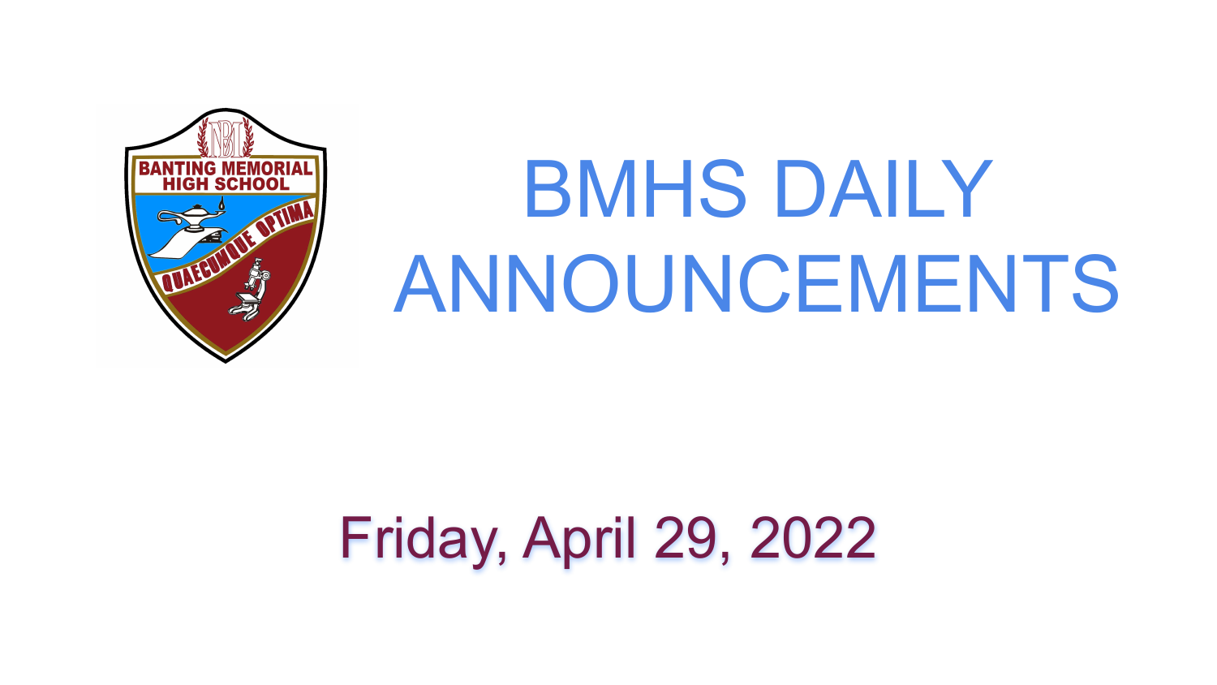# BMHS DAILY ANNOUNCEMENTS

Friday, April 29, 2022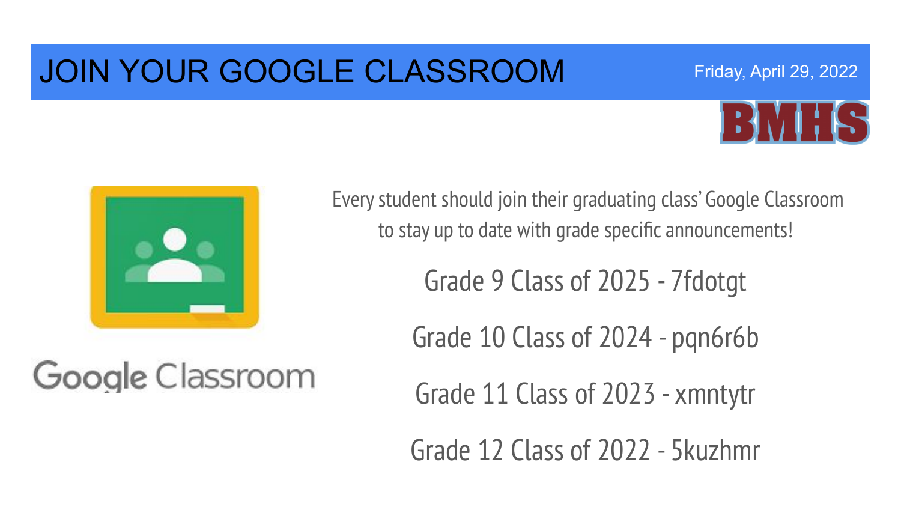# JOIN YOUR GOOGLE CLASSROOM

Friday, April 29, 2022

BMHS

Google Classroom

Every student should join their graduating class' Google Classroom to stay up to date with grade specific announcements!

Grade 9 Class of 2025 - 7fdotgt

Grade 10 Class of 2024 - pqn6r6b

Grade 11 Class of 2023 - xmntytr

Grade 12 Class of 2022 - 5kuzhmr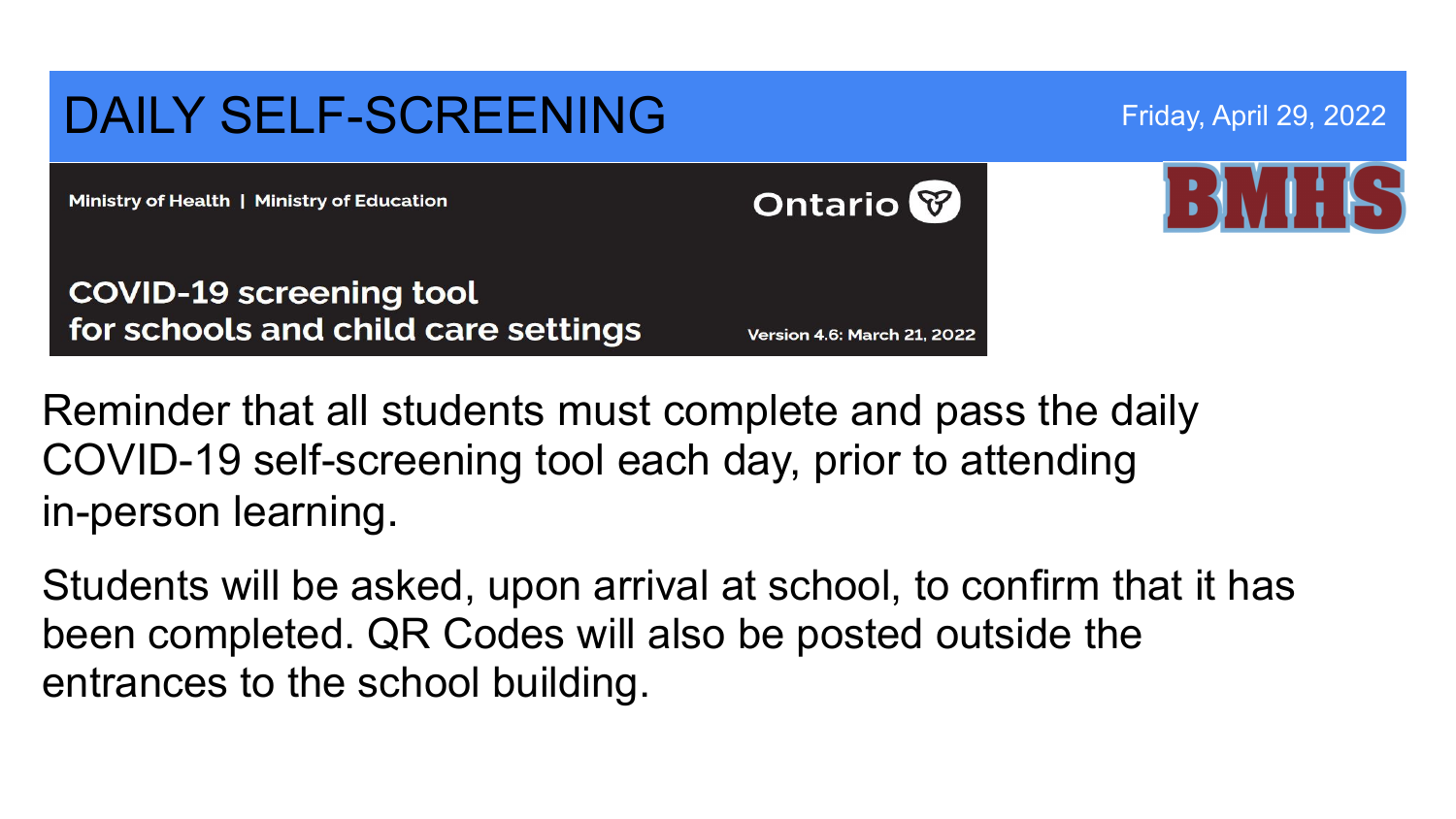# DAILY SELF-SCREENING

Friday, April 29, 2022

Ministry of Health | Ministry of Education

Ontario

**COVID-19 screening tool for schools and child care settings**

Version 4.6: March 21, 2022

BMHS

Reminder that all students must complete and pass the daily COVID-19 self-screening tool each day, prior to attending in-person learning.

Students will be asked, upon arrival at school, to confirm that it has been completed. QR Codes will also be posted outside the entrances to the school building.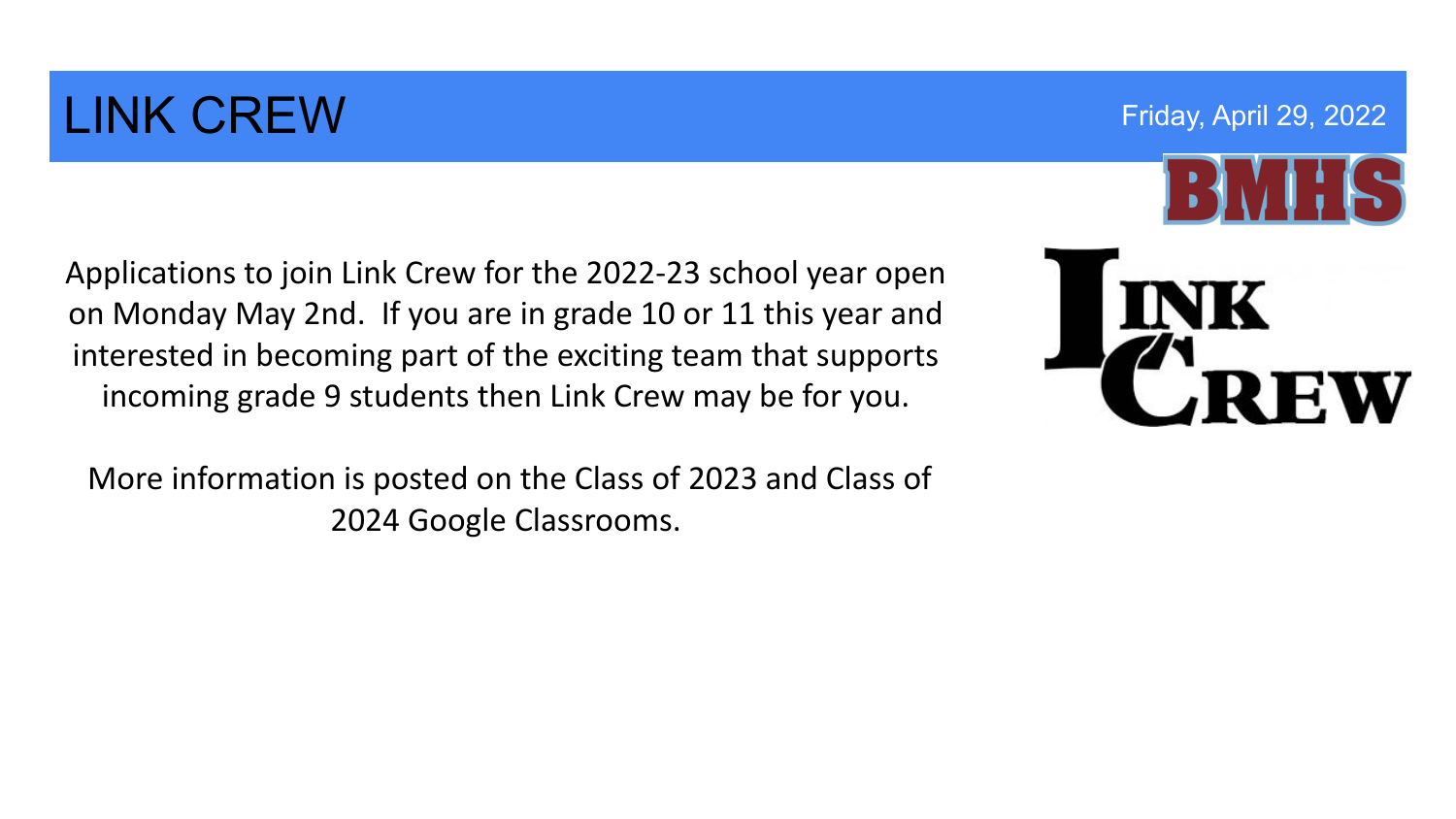# LINK CREW

Friday, April 29, 2022

Applications to join Link Crew for the 2022-23 school year open on Monday May 2nd. If you are in grade 10 or 11 this year and interested in becoming part of the exciting team that supports incoming grade 9 students then Link Crew may be for you.

More information is posted on the Class of 2023 and Class of 2024 Google Classrooms.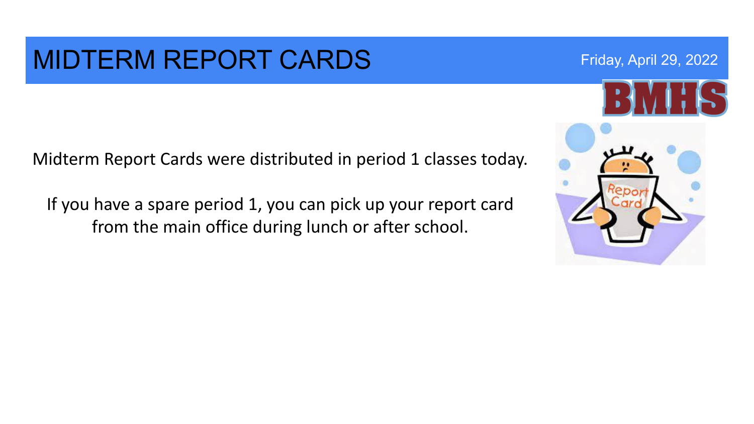# MIDTERM REPORT CARDS

Friday, April 29, 2022

BMHS

Midterm Report Cards were distributed in period 1 classes today.

If you have a spare period 1, you can pick up your report card from the main office during lunch or after school.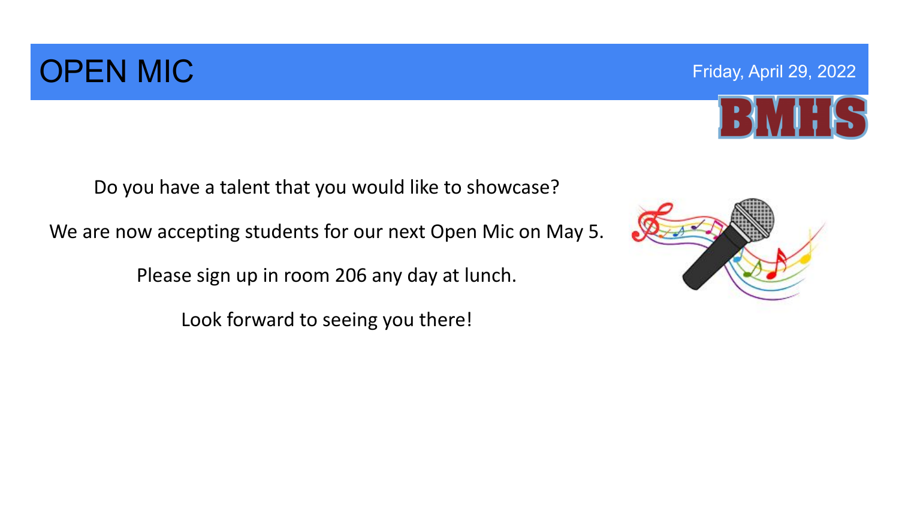# OPEN MIC

Friday, April 29, 2022

BMHS

Do you have a talent that you would like to showcase?

We are now accepting students for our next Open Mic on May 5.

Please sign up in room 206 any day at lunch.

Look forward to seeing you there!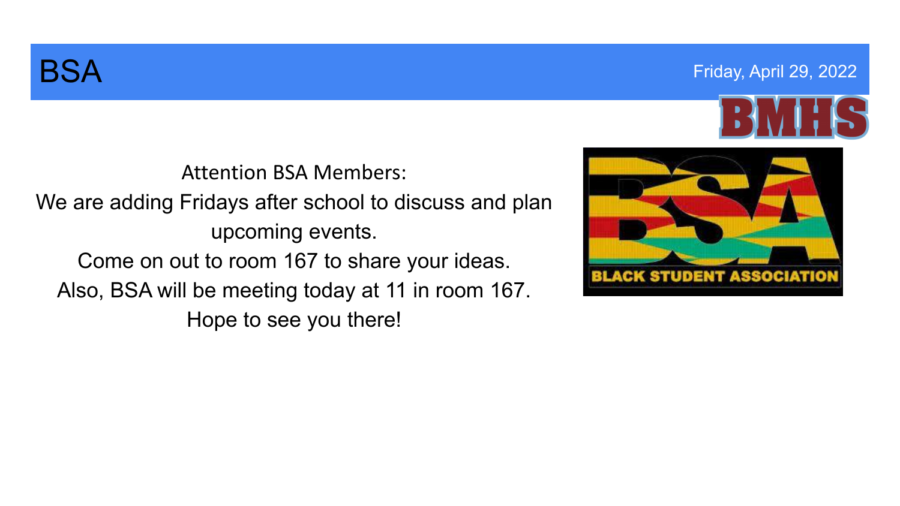# BSA

Friday, April 29, 2022

Attention BSA Members:

We are adding Fridays after school to discuss and plan upcoming events.

Come on out to room 167 to share your ideas.

Also, BSA will be meeting today at 11 in room 167.

Hope to see you there!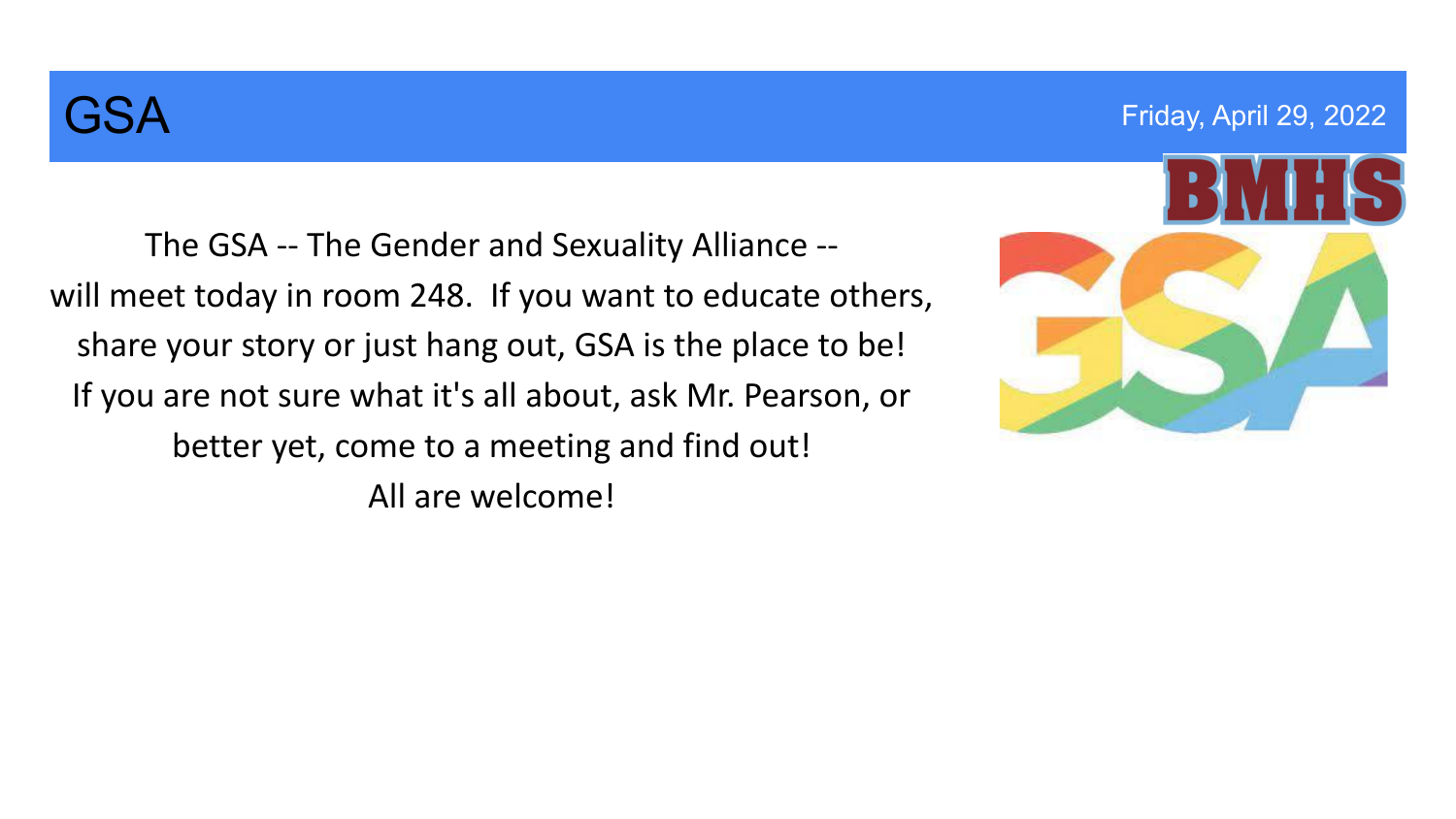# GSA

Friday, April 29, 2022

The GSA -- The Gender and Sexuality Alliance -- will meet today in room 248. If you want to educate others, share your story or just hang out, GSA is the place to be! If you are not sure what it's all about, ask Mr. Pearson, or better yet, come to a meeting and find out! All are welcome!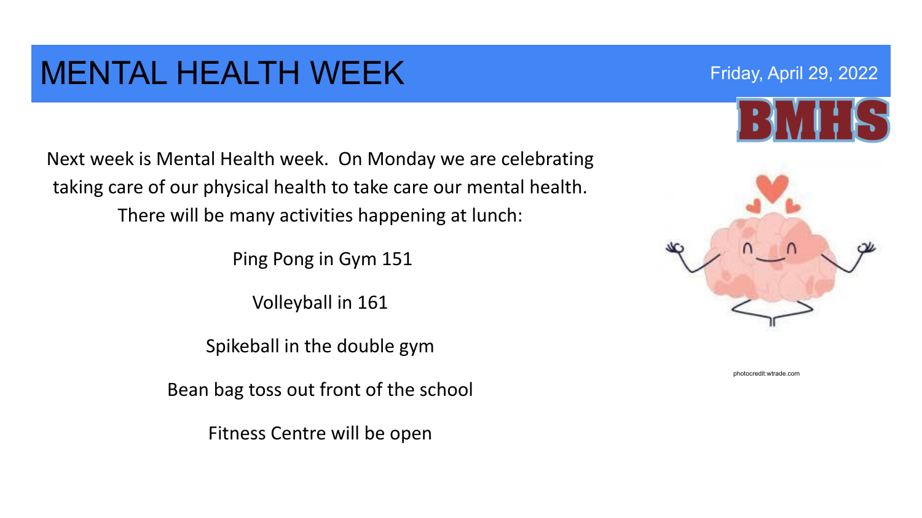# MENTAL HEALTH WEEK

Friday, April 29, 2022

BMHS

Next week is Mental Health week. On Monday we are celebrating taking care of our physical health to take care our mental health. There will be many activities happening at lunch:

Ping Pong in Gym 151

Volleyball in 161

Spikeball in the double gym

Bean bag toss out front of the school

Fitness Centre will be open

photocredit:wtrade.com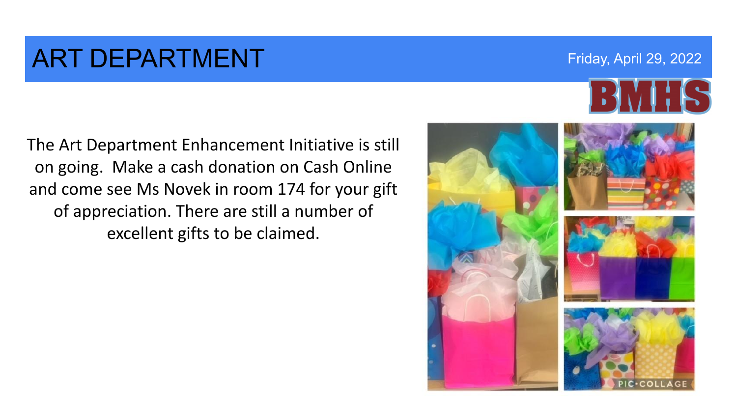# ART DEPARTMENT

Friday, April 29, 2022

BMHS

The Art Department Enhancement Initiative is still on going. Make a cash donation on Cash Online and come see Ms Novek in room 174 for your gift of appreciation. There are still a number of excellent gifts to be claimed.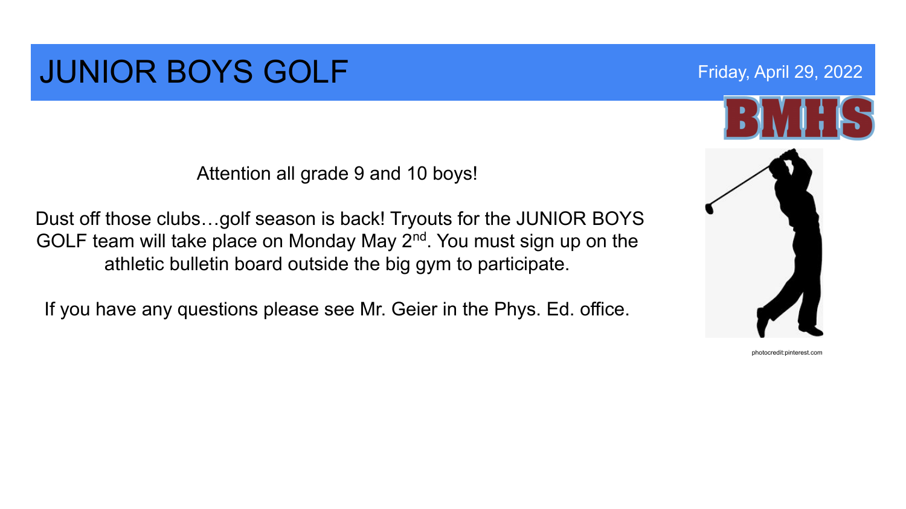# JUNIOR BOYS GOLF

Friday, April 29, 2022

BMHS

Attention all grade 9 and 10 boys!

Dust off those clubs…golf season is back! Tryouts for the JUNIOR BOYS GOLF team will take place on Monday May 2nd. You must sign up on the athletic bulletin board outside the big gym to participate.

If you have any questions please see Mr. Geier in the Phys. Ed. office.

photocredit:pinterest.com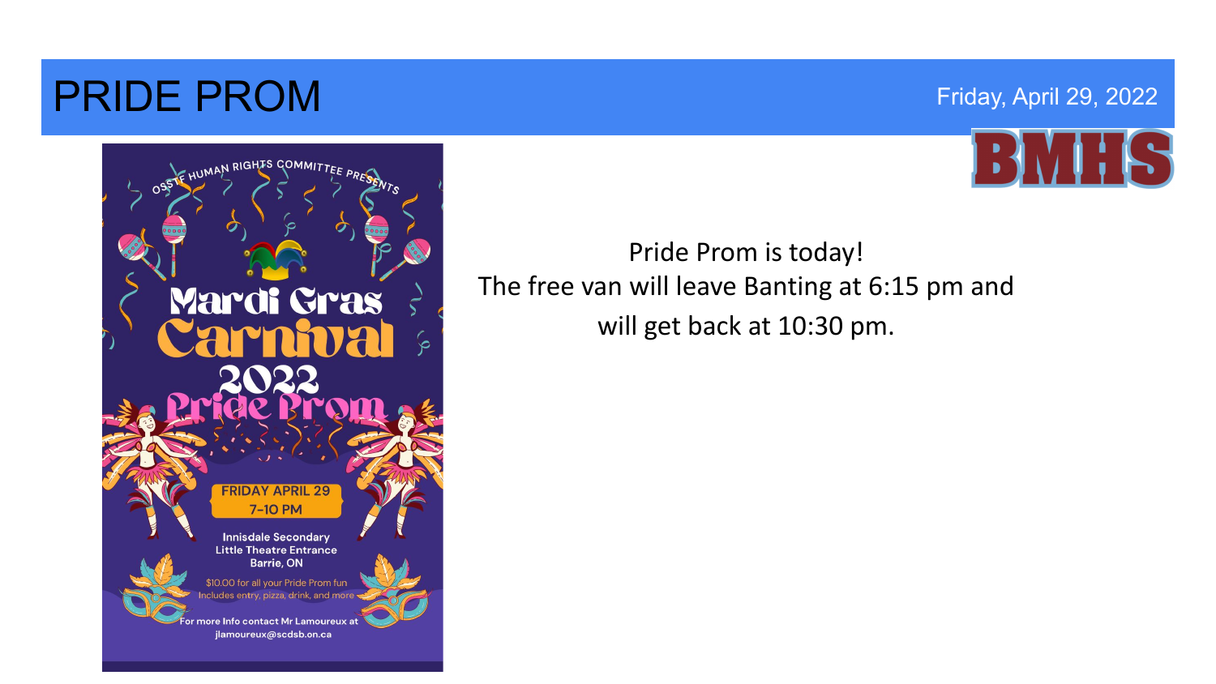# PRIDE PROM

Friday, April 29, 2022

BMHS

OSSTF HUMAN RIGHTS COMMITTEE PRESENTS

Mardi Gras Carnival 2022 Pride Prom

FRIDAY APRIL 29
7-10 PM

Innisdale Secondary
Little Theatre Entrance
Barrie, ON

$10.00 for all your Pride Prom fun
Includes entry, pizza, drink, and more

For more Info contact Mr Lamoureux at jlamoureux@scdsb.on.ca

Pride Prom is today!
The free van will leave Banting at 6:15 pm and will get back at 10:30 pm.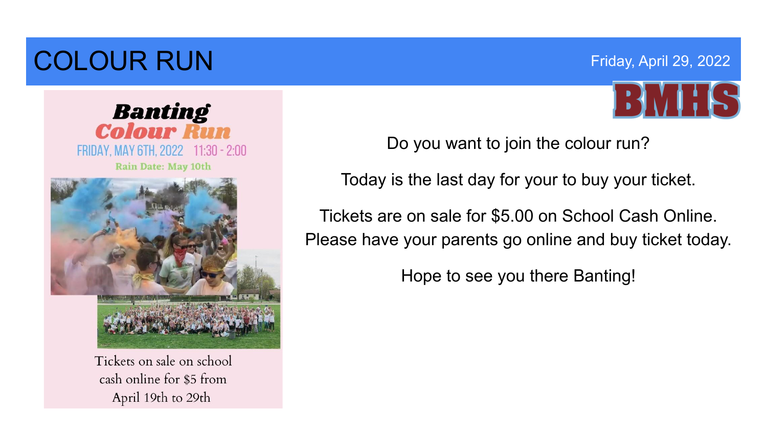# COLOUR RUN

Friday, April 29, 2022

BMHS

**Banting**
**Colour Run**

FRIDAY, MAY 6TH, 2022 11:30 - 2:00

Rain Date: May 10th

Tickets on sale on school cash online for $5 from April 19th to 29th

Do you want to join the colour run?

Today is the last day for your to buy your ticket.

Tickets are on sale for $5.00 on School Cash Online.
Please have your parents go online and buy ticket today.

Hope to see you there Banting!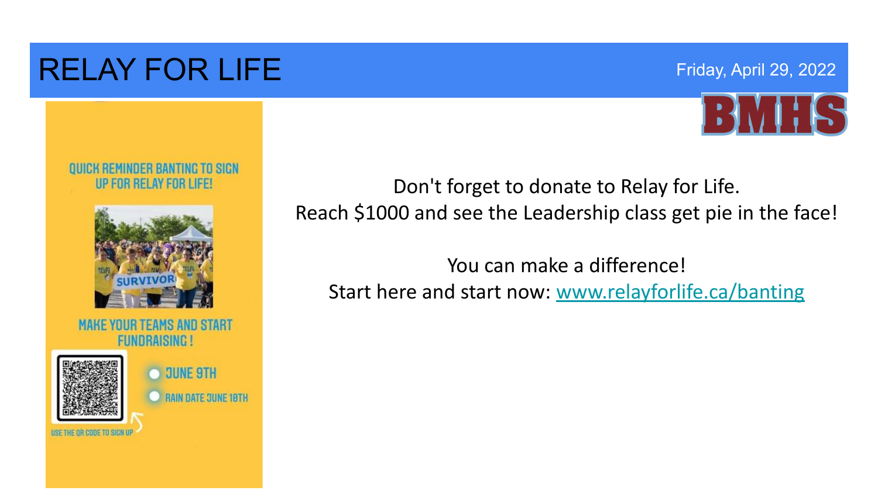# RELAY FOR LIFE

Friday, April 29, 2022

BMHS

QUICK REMINDER BANTING TO SIGN UP FOR RELAY FOR LIFE!

SURVIVOR

MAKE YOUR TEAMS AND START FUNDRAISING!

- JUNE 9TH
- RAIN DATE JUNE 10TH

USE THE QR CODE TO SIGN UP

Don't forget to donate to Relay for Life.
Reach $1000 and see the Leadership class get pie in the face!

You can make a difference!
Start here and start now: [www.relayforlife.ca/banting](http://www.relayforlife.ca/banting)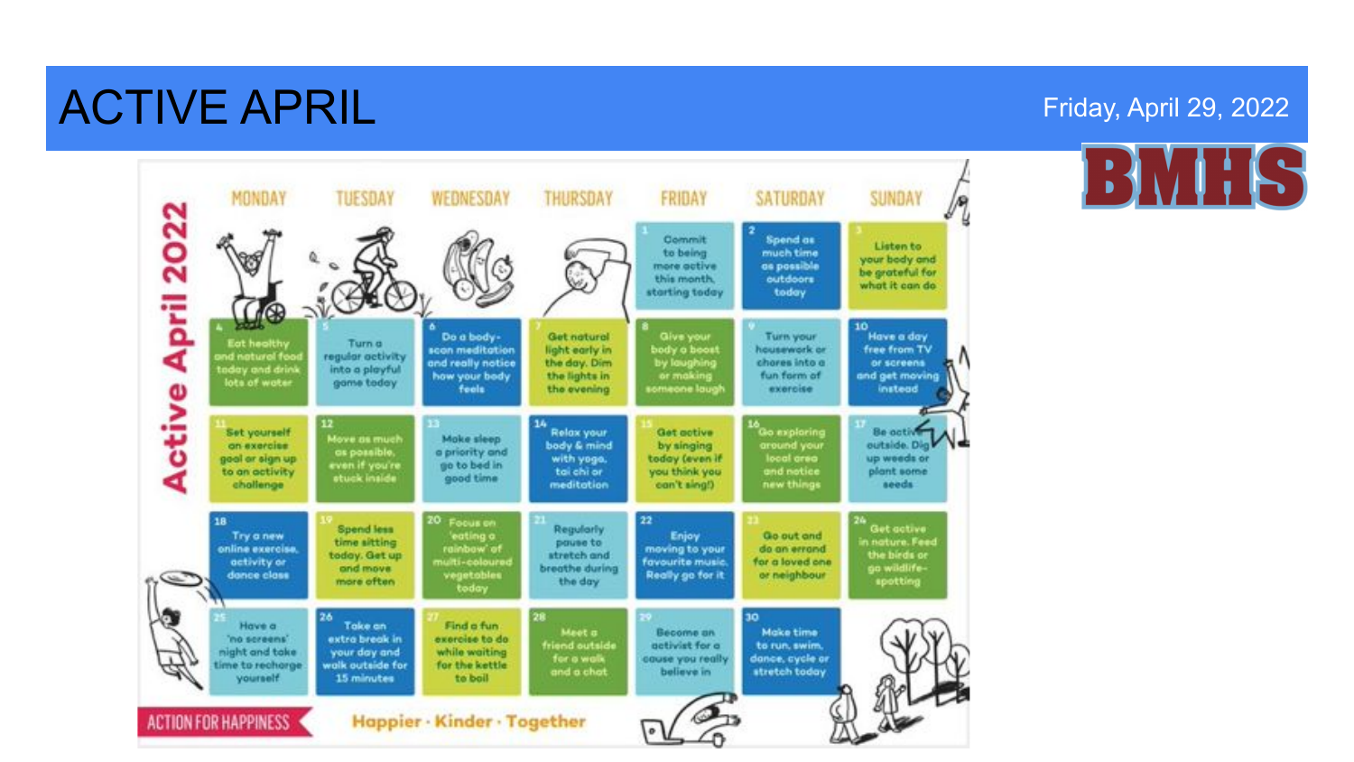# ACTIVE APRIL

Friday, April 29, 2022

BMHS

## Active April 2022

| MONDAY | TUESDAY | WEDNESDAY | THURSDAY | FRIDAY | SATURDAY | SUNDAY |
|---|---|---|---|---|---|---|
| | | | | 1 Commit to being more active this month, starting today | 2 Spend as much time as possible outdoors today | 3 Listen to your body and be grateful for what it can do |
| 4 Eat healthy and natural food today and drink lots of water | 5 Turn a regular activity into a playful game today | 6 Do a body-scan meditation and really notice how your body feels | 7 Get natural light early in the day. Dim the lights in the evening | 8 Give your body a boost by laughing or making someone laugh | 9 Turn your housework or chores into a fun form of exercise | 10 Have a day free from TV or screens and get moving instead |
| 11 Set yourself an exercise goal or sign up to an activity challenge | 12 Move as much as possible, even if you're stuck inside | 13 Make sleep a priority and go to bed in good time | 14 Relax your body & mind with yoga, tai chi or meditation | 15 Get active by singing today (even if you think you can't sing!) | 16 Go exploring around your local area and notice new things | 17 Be active outside. Dig up weeds or plant some seeds |
| 18 Try a new online exercise, activity or dance class | 19 Spend less time sitting today. Get up and move more often | 20 Focus on 'eating a rainbow' of multi-coloured vegetables today | 21 Regularly pause to stretch and breathe during the day | 22 Enjoy moving to your favourite music. Really go for it | 23 Go out and do an errand for a loved one or neighbour | 24 Get active in nature. Feed the birds or go wildlife-spotting |
| 25 Have a 'no screens' night and take time to recharge yourself | 26 Take an extra break in your day and walk outside for 15 minutes | 27 Find a fun exercise to do while waiting for the kettle to boil | 28 Meet a friend outside for a walk and a chat | 29 Become an activist for a cause you really believe in | 30 Make time to run, swim, dance, cycle or stretch today | |

ACTION FOR HAPPINESS

Happier · Kinder · Together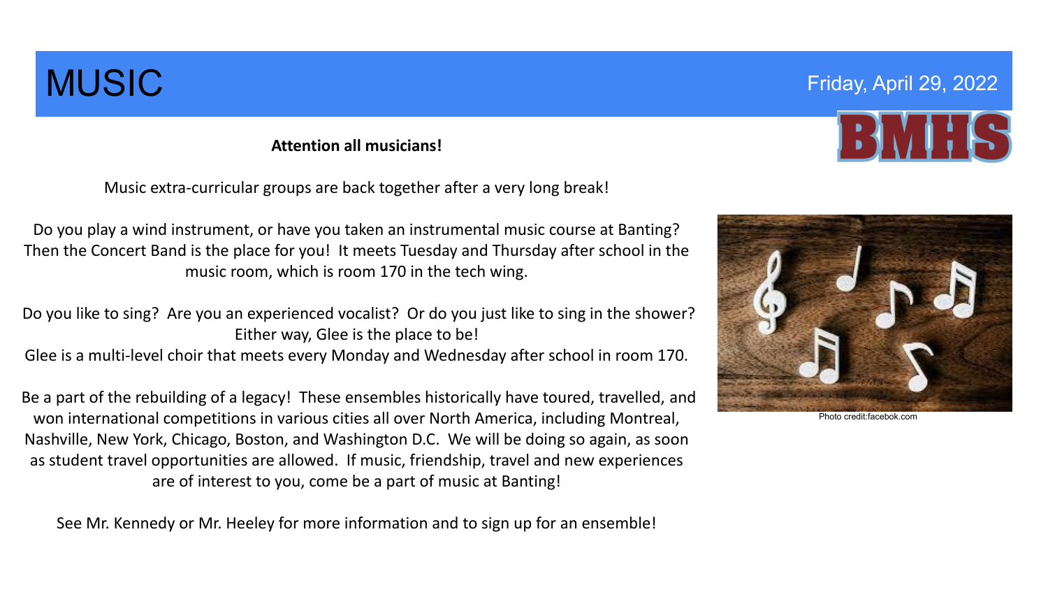# MUSIC

Friday, April 29, 2022

BMHS

**Attention all musicians!**

Music extra-curricular groups are back together after a very long break!

Do you play a wind instrument, or have you taken an instrumental music course at Banting? Then the Concert Band is the place for you! It meets Tuesday and Thursday after school in the music room, which is room 170 in the tech wing.

Do you like to sing? Are you an experienced vocalist? Or do you just like to sing in the shower? Either way, Glee is the place to be!
Glee is a multi-level choir that meets every Monday and Wednesday after school in room 170.

Be a part of the rebuilding of a legacy! These ensembles historically have toured, travelled, and won international competitions in various cities all over North America, including Montreal, Nashville, New York, Chicago, Boston, and Washington D.C. We will be doing so again, as soon as student travel opportunities are allowed. If music, friendship, travel and new experiences are of interest to you, come be a part of music at Banting!

See Mr. Kennedy or Mr. Heeley for more information and to sign up for an ensemble!

Photo credit:facebok.com